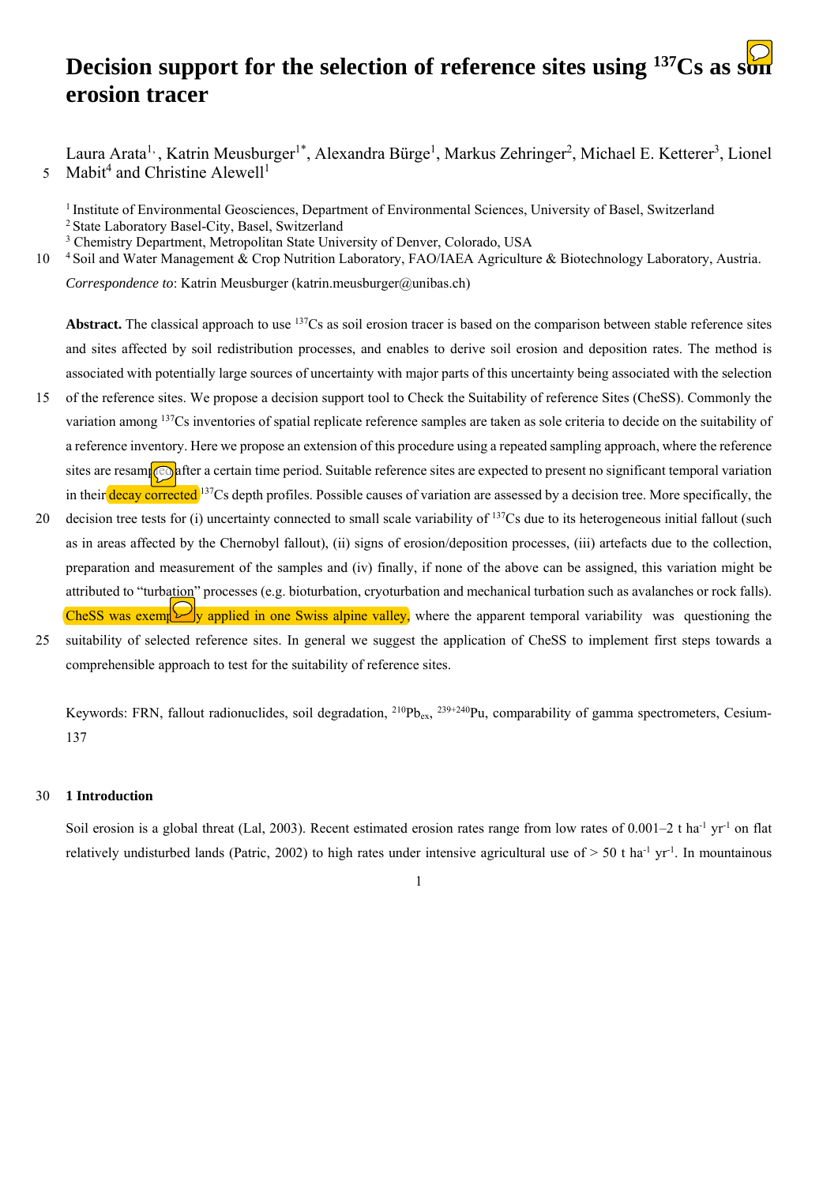# Decision support for the selection of reference sites using $^{137}$Cs as soil erosion tracer

Laura Arata[1,], Katrin Meusburger[1*], Alexandra Bürge[1], Markus Zehringer[2], Michael E. Ketterer[3], Lionel Mabit[4] and Christine Alewell[1]

[1] Institute of Environmental Geosciences, Department of Environmental Sciences, University of Basel, Switzerland
[2] State Laboratory Basel-City, Basel, Switzerland
[3] Chemistry Department, Metropolitan State University of Denver, Colorado, USA
[4] Soil and Water Management & Crop Nutrition Laboratory, FAO/IAEA Agriculture & Biotechnology Laboratory, Austria.

*Correspondence to*: Katrin Meusburger (katrin.meusburger@unibas.ch)

**Abstract.** The classical approach to use $^{137}$Cs as soil erosion tracer is based on the comparison between stable reference sites and sites affected by soil redistribution processes, and enables to derive soil erosion and deposition rates. The method is associated with potentially large sources of uncertainty with major parts of this uncertainty being associated with the selection of the reference sites. We propose a decision support tool to Check the Suitability of reference Sites (CheSS). Commonly the variation among $^{137}$Cs inventories of spatial replicate reference samples are taken as sole criteria to decide on the suitability of a reference inventory. Here we propose an extension of this procedure using a repeated sampling approach, where the reference sites are resampled after a certain time period. Suitable reference sites are expected to present no significant temporal variation in their decay corrected $^{137}$Cs depth profiles. Possible causes of variation are assessed by a decision tree. More specifically, the decision tree tests for (i) uncertainty connected to small scale variability of $^{137}$Cs due to its heterogeneous initial fallout (such as in areas affected by the Chernobyl fallout), (ii) signs of erosion/deposition processes, (iii) artefacts due to the collection, preparation and measurement of the samples and (iv) finally, if none of the above can be assigned, this variation might be attributed to "turbation" processes (e.g. bioturbation, cryoturbation and mechanical turbation such as avalanches or rock falls). CheSS was exemplarily applied in one Swiss alpine valley, where the apparent temporal variability was questioning the suitability of selected reference sites. In general we suggest the application of CheSS to implement first steps towards a comprehensible approach to test for the suitability of reference sites.

Keywords: FRN, fallout radionuclides, soil degradation, $^{210}$Pb$_{ex}$, $^{239+240}$Pu, comparability of gamma spectrometers, Cesium-137

## 1 Introduction

Soil erosion is a global threat (Lal, 2003). Recent estimated erosion rates range from low rates of 0.001–2 t ha$^{-1}$ yr$^{-1}$ on flat relatively undisturbed lands (Patric, 2002) to high rates under intensive agricultural use of > 50 t ha$^{-1}$ yr$^{-1}$. In mountainous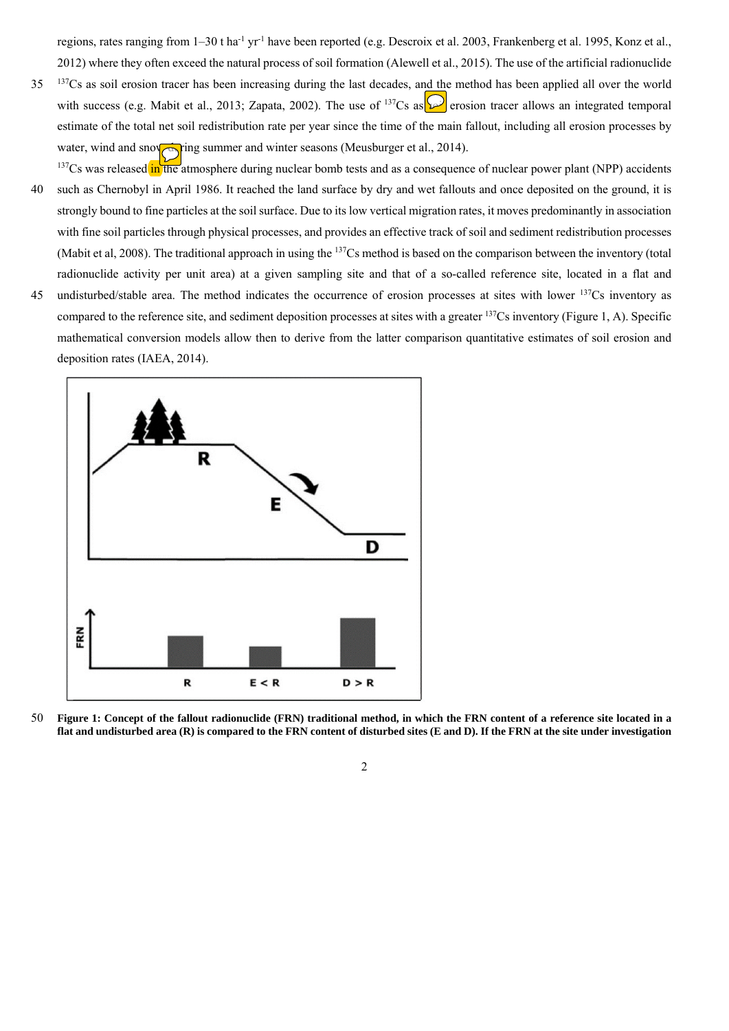regions, rates ranging from 1–30 t ha$^{-1}$ yr$^{-1}$ have been reported (e.g. Descroix et al. 2003, Frankenberg et al. 1995, Konz et al., 2012) where they often exceed the natural process of soil formation (Alewell et al., 2015). The use of the artificial radionuclide $^{137}$Cs as soil erosion tracer has been increasing during the last decades, and the method has been applied all over the world with success (e.g. Mabit et al., 2013; Zapata, 2002). The use of $^{137}$Cs as erosion tracer allows an integrated temporal estimate of the total net soil redistribution rate per year since the time of the main fallout, including all erosion processes by water, wind and snow during summer and winter seasons (Meusburger et al., 2014).

$^{137}$Cs was released in the atmosphere during nuclear bomb tests and as a consequence of nuclear power plant (NPP) accidents such as Chernobyl in April 1986. It reached the land surface by dry and wet fallouts and once deposited on the ground, it is strongly bound to fine particles at the soil surface. Due to its low vertical migration rates, it moves predominantly in association with fine soil particles through physical processes, and provides an effective track of soil and sediment redistribution processes (Mabit et al, 2008). The traditional approach in using the $^{137}$Cs method is based on the comparison between the inventory (total radionuclide activity per unit area) at a given sampling site and that of a so-called reference site, located in a flat and undisturbed/stable area. The method indicates the occurrence of erosion processes at sites with lower $^{137}$Cs inventory as compared to the reference site, and sediment deposition processes at sites with a greater $^{137}$Cs inventory (Figure 1, A). Specific mathematical conversion models allow then to derive from the latter comparison quantitative estimates of soil erosion and deposition rates (IAEA, 2014).

**Figure 1: Concept of the fallout radionuclide (FRN) traditional method, in which the FRN content of a reference site located in a flat and undisturbed area (R) is compared to the FRN content of disturbed sites (E and D). If the FRN at the site under investigation**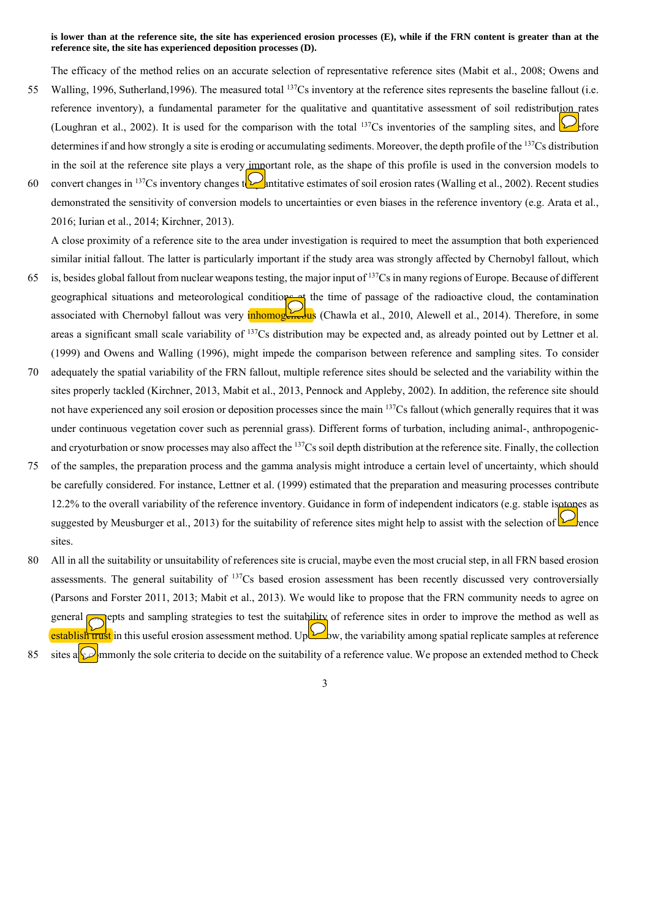**is lower than at the reference site, the site has experienced erosion processes (E), while if the FRN content is greater than at the reference site, the site has experienced deposition processes (D).**

The efficacy of the method relies on an accurate selection of representative reference sites (Mabit et al., 2008; Owens and Walling, 1996, Sutherland,1996). The measured total $^{137}$Cs inventory at the reference sites represents the baseline fallout (i.e. reference inventory), a fundamental parameter for the qualitative and quantitative assessment of soil redistribution rates (Loughran et al., 2002). It is used for the comparison with the total $^{137}$Cs inventories of the sampling sites, and therefore determines if and how strongly a site is eroding or accumulating sediments. Moreover, the depth profile of the $^{137}$Cs distribution in the soil at the reference site plays a very important role, as the shape of this profile is used in the conversion models to convert changes in $^{137}$Cs inventory changes to quantitative estimates of soil erosion rates (Walling et al., 2002). Recent studies demonstrated the sensitivity of conversion models to uncertainties or even biases in the reference inventory (e.g. Arata et al., 2016; Iurian et al., 2014; Kirchner, 2013).

A close proximity of a reference site to the area under investigation is required to meet the assumption that both experienced similar initial fallout. The latter is particularly important if the study area was strongly affected by Chernobyl fallout, which is, besides global fallout from nuclear weapons testing, the major input of $^{137}$Cs in many regions of Europe. Because of different geographical situations and meteorological conditions at the time of passage of the radioactive cloud, the contamination associated with Chernobyl fallout was very inhomogeneous (Chawla et al., 2010, Alewell et al., 2014). Therefore, in some areas a significant small scale variability of $^{137}$Cs distribution may be expected and, as already pointed out by Lettner et al. (1999) and Owens and Walling (1996), might impede the comparison between reference and sampling sites. To consider adequately the spatial variability of the FRN fallout, multiple reference sites should be selected and the variability within the sites properly tackled (Kirchner, 2013, Mabit et al., 2013, Pennock and Appleby, 2002). In addition, the reference site should not have experienced any soil erosion or deposition processes since the main $^{137}$Cs fallout (which generally requires that it was under continuous vegetation cover such as perennial grass). Different forms of turbation, including animal-, anthropogenic- and cryoturbation or snow processes may also affect the $^{137}$Cs soil depth distribution at the reference site. Finally, the collection of the samples, the preparation process and the gamma analysis might introduce a certain level of uncertainty, which should be carefully considered. For instance, Lettner et al. (1999) estimated that the preparation and measuring processes contribute 12.2% to the overall variability of the reference inventory. Guidance in form of independent indicators (e.g. stable isotopes as suggested by Meusburger et al., 2013) for the suitability of reference sites might help to assist with the selection of reference sites.

All in all the suitability or unsuitability of references site is crucial, maybe even the most crucial step, in all FRN based erosion assessments. The general suitability of $^{137}$Cs based erosion assessment has been recently discussed very controversially (Parsons and Forster 2011, 2013; Mabit et al., 2013). We would like to propose that the FRN community needs to agree on general concepts and sampling strategies to test the suitability of reference sites in order to improve the method as well as establish trust in this useful erosion assessment method. Up to now, the variability among spatial replicate samples at reference sites are commonly the sole criteria to decide on the suitability of a reference value. We propose an extended method to Check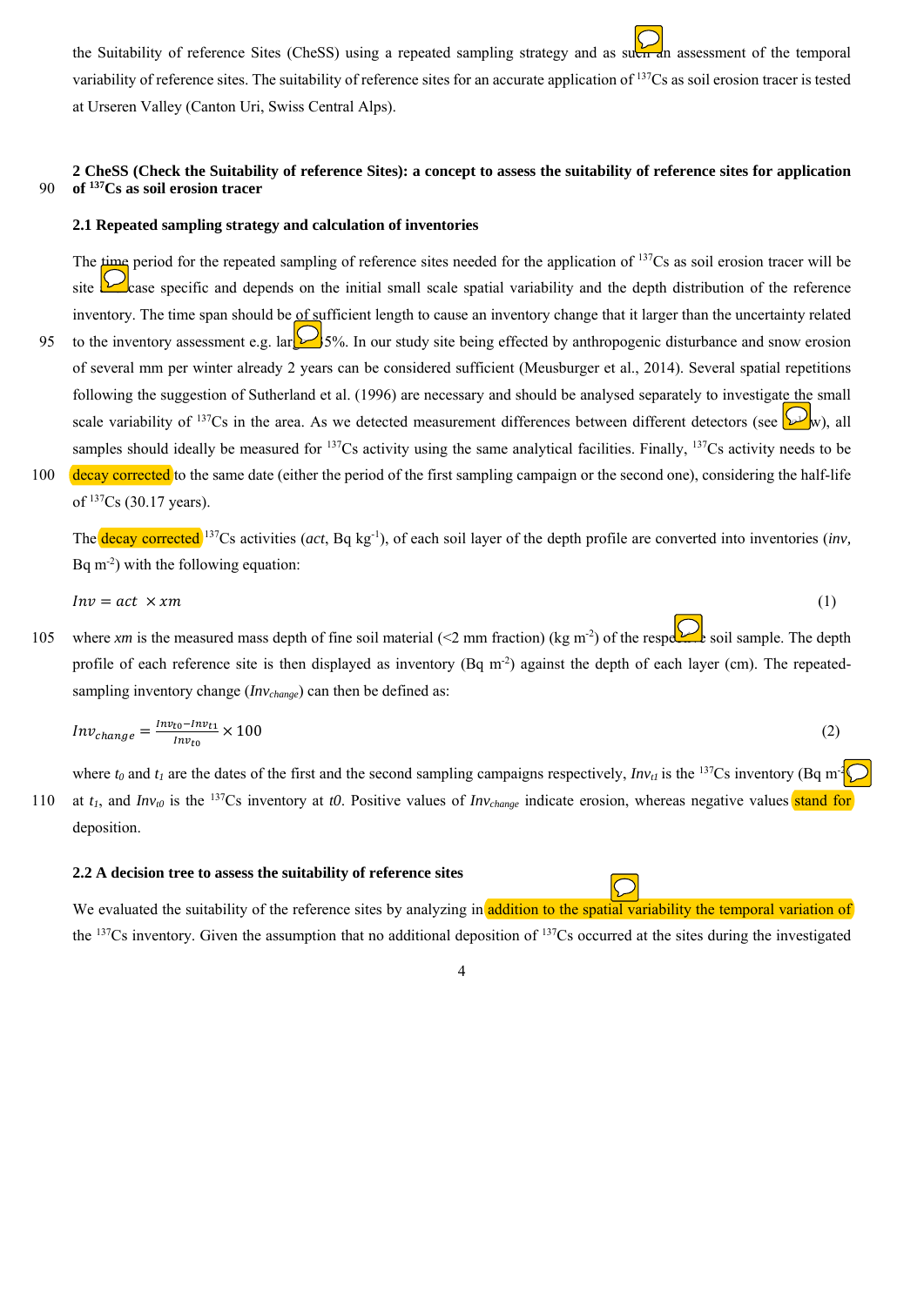the Suitability of reference Sites (CheSS) using a repeated sampling strategy and as such an assessment of the temporal variability of reference sites. The suitability of reference sites for an accurate application of $^{137}$Cs as soil erosion tracer is tested at Urseren Valley (Canton Uri, Swiss Central Alps).

## 2 CheSS (Check the Suitability of reference Sites): a concept to assess the suitability of reference sites for application of $^{137}$Cs as soil erosion tracer

### 2.1 Repeated sampling strategy and calculation of inventories

The time period for the repeated sampling of reference sites needed for the application of $^{137}$Cs as soil erosion tracer will be site case specific and depends on the initial small scale spatial variability and the depth distribution of the reference inventory. The time span should be of sufficient length to cause an inventory change that it larger than the uncertainty related to the inventory assessment e.g. larger 5%. In our study site being effected by anthropogenic disturbance and snow erosion of several mm per winter already 2 years can be considered sufficient (Meusburger et al., 2014). Several spatial repetitions following the suggestion of Sutherland et al. (1996) are necessary and should be analysed separately to investigate the small scale variability of $^{137}$Cs in the area. As we detected measurement differences between different detectors (see below), all samples should ideally be measured for $^{137}$Cs activity using the same analytical facilities. Finally, $^{137}$Cs activity needs to be decay corrected to the same date (either the period of the first sampling campaign or the second one), considering the half-life of $^{137}$Cs (30.17 years).

The decay corrected $^{137}$Cs activities (*act*, Bq kg$^{-1}$), of each soil layer of the depth profile are converted into inventories (*inv*, Bq m$^{-2}$) with the following equation:

$$Inv = act \times xm \quad (1)$$

where *xm* is the measured mass depth of fine soil material (<2 mm fraction) (kg m$^{-2}$) of the respective soil sample. The depth profile of each reference site is then displayed as inventory (Bq m$^{-2}$) against the depth of each layer (cm). The repeated-sampling inventory change ($Inv_{change}$) can then be defined as:

$$Inv_{change} = \frac{Inv_{t0} - Inv_{t1}}{Inv_{t0}} \times 100 \quad (2)$$

where $t_0$ and $t_1$ are the dates of the first and the second sampling campaigns respectively, $Inv_{t1}$ is the $^{137}$Cs inventory (Bq m$^{-2}$) at $t_1$, and $Inv_{t0}$ is the $^{137}$Cs inventory at $t0$. Positive values of $Inv_{change}$ indicate erosion, whereas negative values stand for deposition.

### 2.2 A decision tree to assess the suitability of reference sites

We evaluated the suitability of the reference sites by analyzing in addition to the spatial variability the temporal variation of the $^{137}$Cs inventory. Given the assumption that no additional deposition of $^{137}$Cs occurred at the sites during the investigated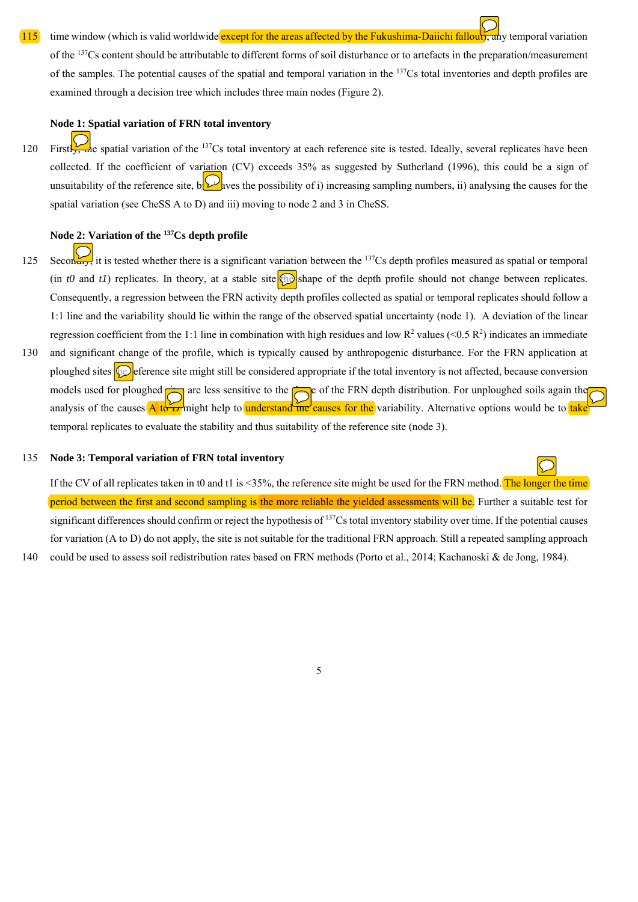time window (which is valid worldwide except for the areas affected by the Fukushima-Daiichi fallout), any temporal variation of the $^{137}$Cs content should be attributable to different forms of soil disturbance or to artefacts in the preparation/measurement of the samples. The potential causes of the spatial and temporal variation in the $^{137}$Cs total inventories and depth profiles are examined through a decision tree which includes three main nodes (Figure 2).

**Node 1: Spatial variation of FRN total inventory**

Firstly, the spatial variation of the $^{137}$Cs total inventory at each reference site is tested. Ideally, several replicates have been collected. If the coefficient of variation (CV) exceeds 35% as suggested by Sutherland (1996), this could be a sign of unsuitability of the reference site, but leaves the possibility of i) increasing sampling numbers, ii) analysing the causes for the spatial variation (see CheSS A to D) and iii) moving to node 2 and 3 in CheSS.

**Node 2: Variation of the $^{137}$Cs depth profile**

Secondly, it is tested whether there is a significant variation between the $^{137}$Cs depth profiles measured as spatial or temporal (in *t0* and *t1*) replicates. In theory, at a stable site the shape of the depth profile should not change between replicates. Consequently, a regression between the FRN activity depth profiles collected as spatial or temporal replicates should follow a 1:1 line and the variability should lie within the range of the observed spatial uncertainty (node 1). A deviation of the linear regression coefficient from the 1:1 line in combination with high residues and low $R^2$ values (<0.5 $R^2$) indicates an immediate and significant change of the profile, which is typically caused by anthropogenic disturbance. For the FRN application at ploughed sites the reference site might still be considered appropriate if the total inventory is not affected, because conversion models used for ploughed sites are less sensitive to the shape of the FRN depth distribution. For unploughed soils again the analysis of the causes A to D might help to understand the causes for the variability. Alternative options would be to take temporal replicates to evaluate the stability and thus suitability of the reference site (node 3).

**Node 3: Temporal variation of FRN total inventory**

If the CV of all replicates taken in t0 and t1 is <35%, the reference site might be used for the FRN method. The longer the time period between the first and second sampling is the more reliable the yielded assessments will be. Further a suitable test for significant differences should confirm or reject the hypothesis of $^{137}$Cs total inventory stability over time. If the potential causes for variation (A to D) do not apply, the site is not suitable for the traditional FRN approach. Still a repeated sampling approach could be used to assess soil redistribution rates based on FRN methods (Porto et al., 2014; Kachanoski & de Jong, 1984).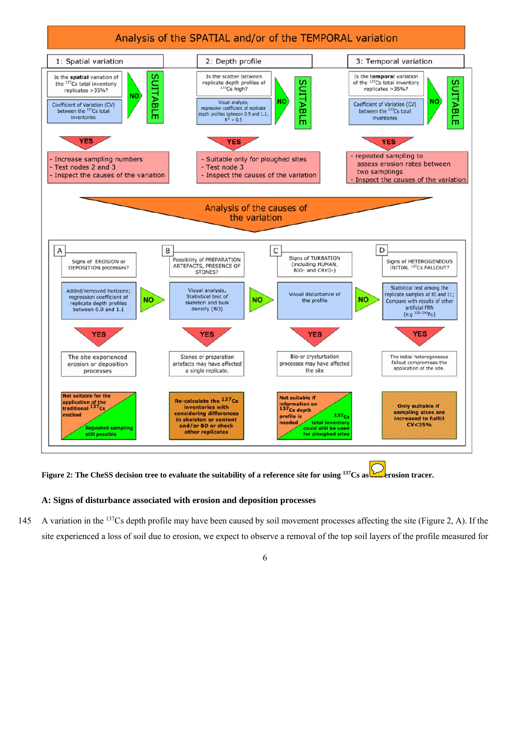**Analysis of the SPATIAL and/or of the TEMPORAL variation**

**1: Spatial variation**

- Is the **spatial** variation of the $^{137}$Cs total inventory replicates >35%?
- Coefficient of Variation (CV) between the $^{137}$Cs total inventories
- NO → SUITABLE
- YES →
  - Increase sampling numbers
  - Test nodes 2 and 3
  - Inspect the causes of the variation

**2: Depth profile**

- Is the scatter between replicate depth profiles of $^{137}$Cs high?
- Visual analysis, regression coefficient of replicate depth profiles between 0.9 and 1.1; $R^2$ > 0.5
- NO → SUITABLE
- YES →
  - Suitable only for ploughed sites
  - Test node 3
  - Inspect the causes of the variation

**3: Temporal variation**

- Is the **temporal** variation of the $^{137}$Cs total inventory replicates >35%?
- Coefficient of Variation (CV) between the $^{137}$Cs total inventories
- NO → SUITABLE
- YES →
  - repeated sampling to assess erosion rates between two samplings
  - Inspect the causes of the variation

**Analysis of the causes of the variation**

**A**

- Signs of EROSION or DEPOSITION processes?
- Added/removed horizons; regression coefficient of replicate depth profiles between 0.9 and 1.1
- NO → B
- YES → The site experienced erosion or deposition processes
- Not suitable for the application of the traditional $^{137}$Cs method / Repeated sampling still possible

**B**

- Possibility of PREPARATION ARTEFACTS, PRESENCE OF STONES?
- Visual analysis, Statistical test of skeleton and bulk density (BD)
- NO → C
- YES → Stones or preparation artefacts may have affected a single replicate.
- Re-calculate the $^{137}$Cs inventories with considering differences in skeleton or content and/or BD or check other replicates

**C**

- Signs of TURBATION (including HUMAN, BIO- and CRYO-)
- Visual disturbance of the profile
- NO → D
- YES → Bio-or cryoturbation processes may have affected the site
- Not suitable if information on $^{137}$Cs depth profile is needed / $^{137}$Cs total inventory could still be used for ploughed sites

**D**

- Signs of HETEROGENEOUS INITIAL $^{137}$Cs FALLOUT?
- Statistical test among the replicate samples at t0 and t1; Compare with results of other artificial FRN (e.g $^{239+240}$Pu)
- YES → The initial heterogeneous fallout compromises the application of the site.
- Only suitable if sampling sizes are increased to fulfill CV<35%

**Figure 2: The CheSS decision tree to evaluate the suitability of a reference site for using $^{137}$Cs as soil erosion tracer.**

**A: Signs of disturbance associated with erosion and deposition processes**

A variation in the $^{137}$Cs depth profile may have been caused by soil movement processes affecting the site (Figure 2, A). If the site experienced a loss of soil due to erosion, we expect to observe a removal of the top soil layers of the profile measured for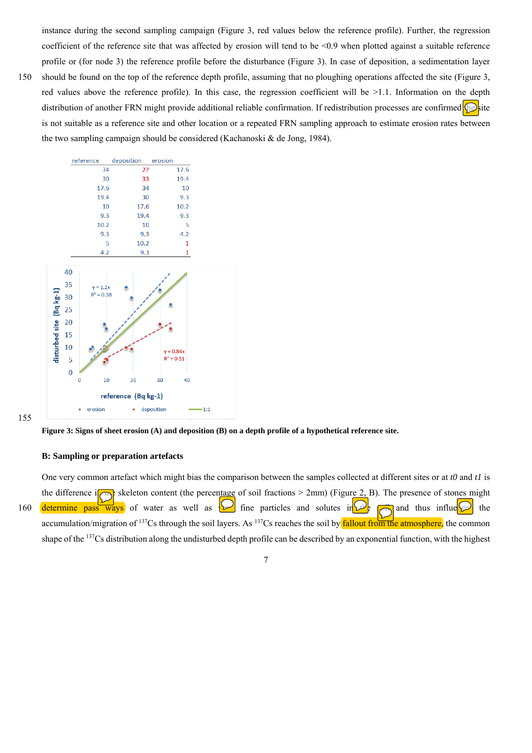instance during the second sampling campaign (Figure 3, red values below the reference profile). Further, the regression coefficient of the reference site that was affected by erosion will tend to be <0.9 when plotted against a suitable reference profile or (for node 3) the reference profile before the disturbance (Figure 3). In case of deposition, a sedimentation layer should be found on the top of the reference depth profile, assuming that no ploughing operations affected the site (Figure 3, red values above the reference profile). In this case, the regression coefficient will be >1.1. Information on the depth distribution of another FRN might provide additional reliable confirmation. If redistribution processes are confirmed the site is not suitable as a reference site and other location or a repeated FRN sampling approach to estimate erosion rates between the two sampling campaign should be considered (Kachanoski & de Jong, 1984).

| reference | deposition | erosion |
|---|---|---|
| 34 | 27 | 17.6 |
| 30 | 33 | 19.4 |
| 17.6 | 34 | 10 |
| 19.4 | 30 | 9.3 |
| 10 | 17.6 | 10.2 |
| 9.3 | 19.4 | 9.3 |
| 10.2 | 10 | 5 |
| 9.3 | 9.3 | 4.2 |
| 5 | 10.2 | 1 |
| 4.2 | 9.3 | 1 |

**Figure 3: Signs of sheet erosion (A) and deposition (B) on a depth profile of a hypothetical reference site.**

**B: Sampling or preparation artefacts**

One very common artefact which might bias the comparison between the samples collected at different sites or at *t0* and *t1* is the difference in skeleton content (the percentage of soil fractions > 2mm) (Figure 2, B). The presence of stones might determine pass ways of water as well as fine particles and solutes in the soil and thus influence the accumulation/migration of $^{137}$Cs through the soil layers. As $^{137}$Cs reaches the soil by fallout from the atmosphere, the common shape of the $^{137}$Cs distribution along the undisturbed depth profile can be described by an exponential function, with the highest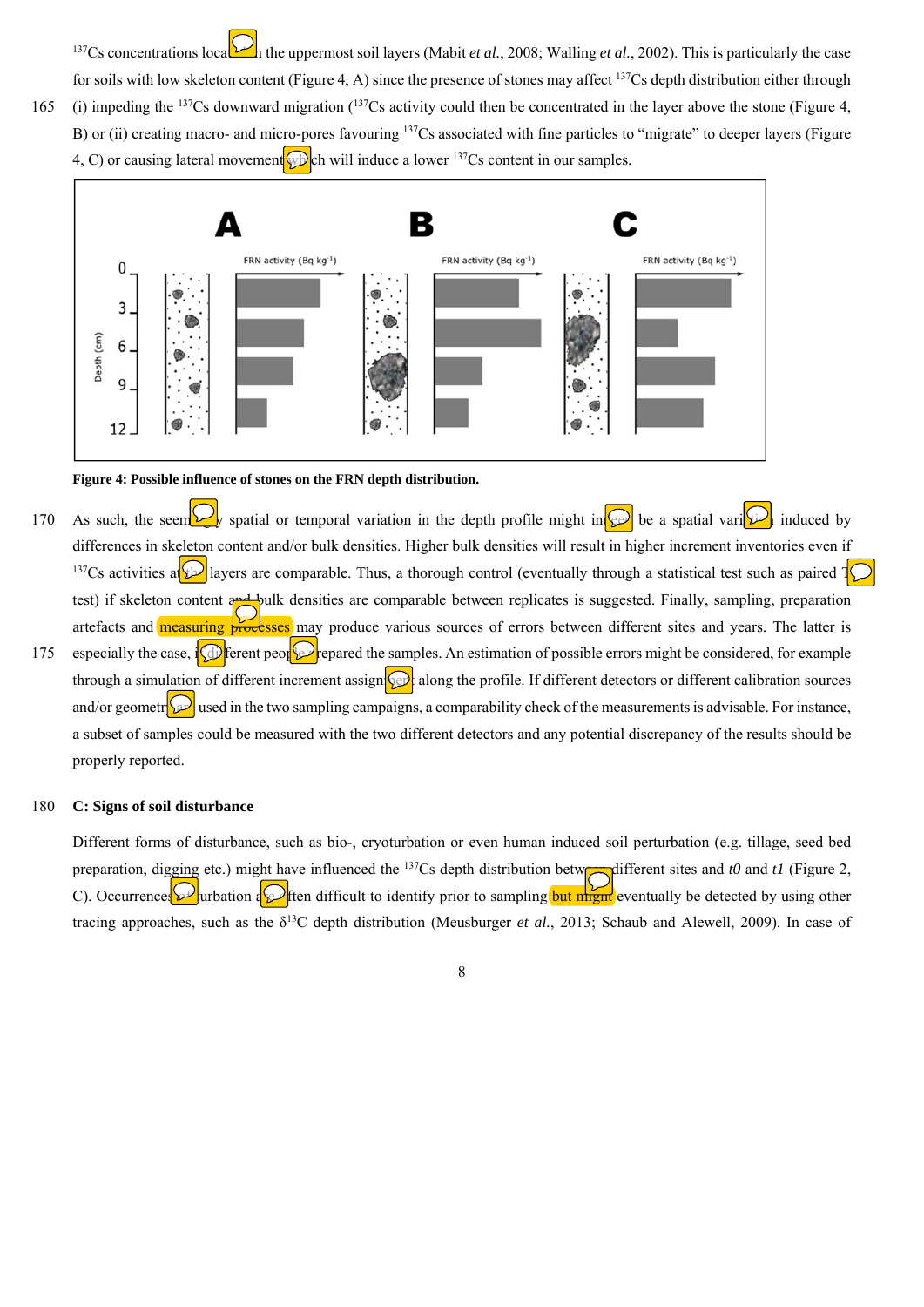$^{137}$Cs concentrations located in the uppermost soil layers (Mabit *et al.*, 2008; Walling *et al.*, 2002). This is particularly the case for soils with low skeleton content (Figure 4, A) since the presence of stones may affect $^{137}$Cs depth distribution either through (i) impeding the $^{137}$Cs downward migration ($^{137}$Cs activity could then be concentrated in the layer above the stone (Figure 4, B) or (ii) creating macro- and micro-pores favouring $^{137}$Cs associated with fine particles to "migrate" to deeper layers (Figure 4, C) or causing lateral movement which will induce a lower $^{137}$Cs content in our samples.

**Figure 4: Possible influence of stones on the FRN depth distribution.**

As such, the seemingly spatial or temporal variation in the depth profile might indeed be a spatial variation induced by differences in skeleton content and/or bulk densities. Higher bulk densities will result in higher increment inventories even if $^{137}$Cs activities at the layers are comparable. Thus, a thorough control (eventually through a statistical test such as paired T test) if skeleton content and bulk densities are comparable between replicates is suggested. Finally, sampling, preparation artefacts and measuring processes may produce various sources of errors between different sites and years. The latter is especially the case, if different people prepared the samples. An estimation of possible errors might be considered, for example through a simulation of different increment assignment along the profile. If different detectors or different calibration sources and/or geometries used in the two sampling campaigns, a comparability check of the measurements is advisable. For instance, a subset of samples could be measured with the two different detectors and any potential discrepancy of the results should be properly reported.

**C: Signs of soil disturbance**

Different forms of disturbance, such as bio-, cryoturbation or even human induced soil perturbation (e.g. tillage, seed bed preparation, digging etc.) might have influenced the $^{137}$Cs depth distribution between different sites and *t0* and *t1* (Figure 2, C). Occurrences of turbation are often difficult to identify prior to sampling but might eventually be detected by using other tracing approaches, such as the $\delta^{13}$C depth distribution (Meusburger *et al.*, 2013; Schaub and Alewell, 2009). In case of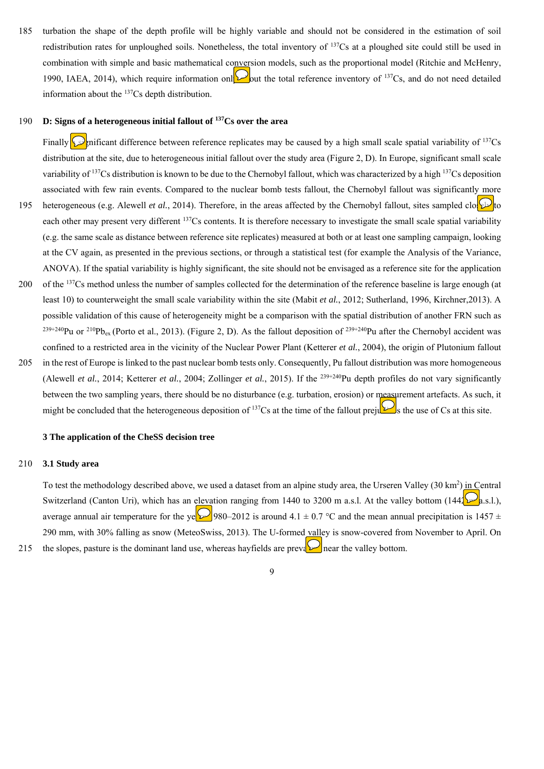turbation the shape of the depth profile will be highly variable and should not be considered in the estimation of soil redistribution rates for unploughed soils. Nonetheless, the total inventory of $^{137}$Cs at a ploughed site could still be used in combination with simple and basic mathematical conversion models, such as the proportional model (Ritchie and McHenry, 1990, IAEA, 2014), which require information only about the total reference inventory of $^{137}$Cs, and do not need detailed information about the $^{137}$Cs depth distribution.

**D: Signs of a heterogeneous initial fallout of $^{137}$Cs over the area**

Finally significant difference between reference replicates may be caused by a high small scale spatial variability of $^{137}$Cs distribution at the site, due to heterogeneous initial fallout over the study area (Figure 2, D). In Europe, significant small scale variability of $^{137}$Cs distribution is known to be due to the Chernobyl fallout, which was characterized by a high $^{137}$Cs deposition associated with few rain events. Compared to the nuclear bomb tests fallout, the Chernobyl fallout was significantly more heterogeneous (e.g. Alewell *et al.*, 2014). Therefore, in the areas affected by the Chernobyl fallout, sites sampled close to each other may present very different $^{137}$Cs contents. It is therefore necessary to investigate the small scale spatial variability (e.g. the same scale as distance between reference site replicates) measured at both or at least one sampling campaign, looking at the CV again, as presented in the previous sections, or through a statistical test (for example the Analysis of the Variance, ANOVA). If the spatial variability is highly significant, the site should not be envisaged as a reference site for the application of the $^{137}$Cs method unless the number of samples collected for the determination of the reference baseline is large enough (at least 10) to counterweight the small scale variability within the site (Mabit *et al.*, 2012; Sutherland, 1996, Kirchner,2013). A possible validation of this cause of heterogeneity might be a comparison with the spatial distribution of another FRN such as $^{239+240}$Pu or $^{210}$Pb$_{ex}$ (Porto et al., 2013). (Figure 2, D). As the fallout deposition of $^{239+240}$Pu after the Chernobyl accident was confined to a restricted area in the vicinity of the Nuclear Power Plant (Ketterer *et al.*, 2004), the origin of Plutonium fallout in the rest of Europe is linked to the past nuclear bomb tests only. Consequently, Pu fallout distribution was more homogeneous (Alewell *et al.*, 2014; Ketterer *et al.*, 2004; Zollinger *et al.*, 2015). If the $^{239+240}$Pu depth profiles do not vary significantly between the two sampling years, there should be no disturbance (e.g. turbation, erosion) or measurement artefacts. As such, it might be concluded that the heterogeneous deposition of $^{137}$Cs at the time of the fallout prejudices the use of Cs at this site.

## 3 The application of the CheSS decision tree

### 3.1 Study area

To test the methodology described above, we used a dataset from an alpine study area, the Urseren Valley (30 km$^2$) in Central Switzerland (Canton Uri), which has an elevation ranging from 1440 to 3200 m a.s.l. At the valley bottom (1442 m a.s.l.), average annual air temperature for the years 1980–2012 is around 4.1 ± 0.7 °C and the mean annual precipitation is 1457 ± 290 mm, with 30% falling as snow (MeteoSwiss, 2013). The U-formed valley is snow-covered from November to April. On the slopes, pasture is the dominant land use, whereas hayfields are prevalent near the valley bottom.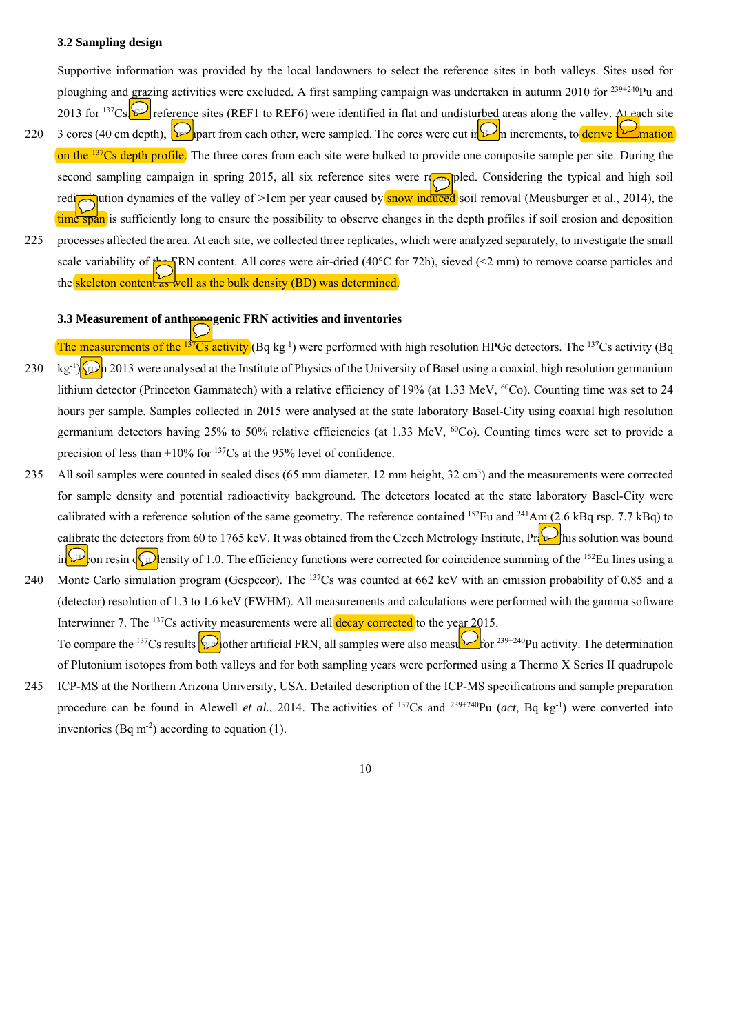### 3.2 Sampling design

Supportive information was provided by the local landowners to select the reference sites in both valleys. Sites used for ploughing and grazing activities were excluded. A first sampling campaign was undertaken in autumn 2010 for $^{239+240}$Pu and 2013 for $^{137}$Cs. Six reference sites (REF1 to REF6) were identified in flat and undisturbed areas along the valley. At each site 3 cores (40 cm depth), 1 m apart from each other, were sampled. The cores were cut in 3 cm increments, to derive information on the $^{137}$Cs depth profile. The three cores from each site were bulked to provide one composite sample per site. During the second sampling campaign in spring 2015, all six reference sites were resampled. Considering the typical and high soil redistribution dynamics of the valley of >1cm per year caused by snow induced soil removal (Meusburger et al., 2014), the time span is sufficiently long to ensure the possibility to observe changes in the depth profiles if soil erosion and deposition processes affected the area. At each site, we collected three replicates, which were analyzed separately, to investigate the small scale variability of the FRN content. All cores were air-dried (40°C for 72h), sieved (<2 mm) to remove coarse particles and the skeleton content as well as the bulk density (BD) was determined.

### 3.3 Measurement of anthropogenic FRN activities and inventories

The measurements of the $^{137}$Cs activity (Bq kg$^{-1}$) were performed with high resolution HPGe detectors. The $^{137}$Cs activity (Bq kg$^{-1}$) from 2013 were analysed at the Institute of Physics of the University of Basel using a coaxial, high resolution germanium lithium detector (Princeton Gammatech) with a relative efficiency of 19% (at 1.33 MeV, $^{60}$Co). Counting time was set to 24 hours per sample. Samples collected in 2015 were analysed at the state laboratory Basel-City using coaxial high resolution germanium detectors having 25% to 50% relative efficiencies (at 1.33 MeV, $^{60}$Co). Counting times were set to provide a precision of less than ±10% for $^{137}$Cs at the 95% level of confidence.

All soil samples were counted in sealed discs (65 mm diameter, 12 mm height, 32 cm$^3$) and the measurements were corrected for sample density and potential radioactivity background. The detectors located at the state laboratory Basel-City were calibrated with a reference solution of the same geometry. The reference contained $^{152}$Eu and $^{241}$Am (2.6 kBq rsp. 7.7 kBq) to calibrate the detectors from 60 to 1765 keV. It was obtained from the Czech Metrology Institute, Prague. This solution was bound in a silicon resin of a density of 1.0. The efficiency functions were corrected for coincidence summing of the $^{152}$Eu lines using a Monte Carlo simulation program (Gespecor). The $^{137}$Cs was counted at 662 keV with an emission probability of 0.85 and a (detector) resolution of 1.3 to 1.6 keV (FWHM). All measurements and calculations were performed with the gamma software Interwinner 7. The $^{137}$Cs activity measurements were all decay corrected to the year 2015.

To compare the $^{137}$Cs results to other artificial FRN, all samples were also measured for $^{239+240}$Pu activity. The determination of Plutonium isotopes from both valleys and for both sampling years were performed using a Thermo X Series II quadrupole ICP-MS at the Northern Arizona University, USA. Detailed description of the ICP-MS specifications and sample preparation procedure can be found in Alewell *et al.*, 2014. The activities of $^{137}$Cs and $^{239+240}$Pu (*act*, Bq kg$^{-1}$) were converted into inventories (Bq m$^{-2}$) according to equation (1).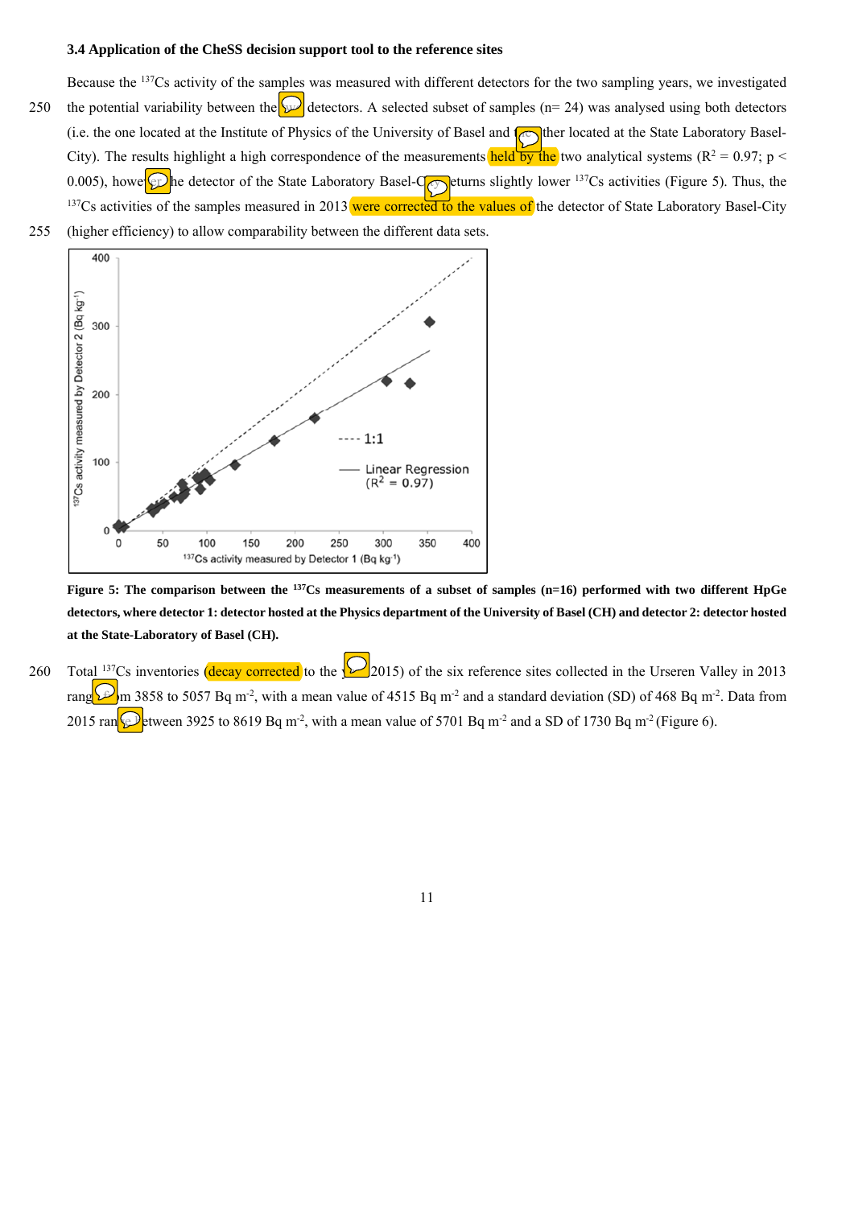### 3.4 Application of the CheSS decision support tool to the reference sites

Because the $^{137}Cs$ activity of the samples was measured with different detectors for the two sampling years, we investigated the potential variability between the detectors. A selected subset of samples (n= 24) was analysed using both detectors (i.e. the one located at the Institute of Physics of the University of Basel and the other located at the State Laboratory Basel-City). The results highlight a high correspondence of the measurements held by the two analytical systems ($R^2 = 0.97$; $p < 0.005$), however the detector of the State Laboratory Basel-City returns slightly lower $^{137}Cs$ activities (Figure 5). Thus, the $^{137}Cs$ activities of the samples measured in 2013 were corrected to the values of the detector of State Laboratory Basel-City (higher efficiency) to allow comparability between the different data sets.

**Figure 5: The comparison between the $^{137}Cs$ measurements of a subset of samples (n=16) performed with two different HpGe detectors, where detector 1: detector hosted at the Physics department of the University of Basel (CH) and detector 2: detector hosted at the State-Laboratory of Basel (CH).**

Total $^{137}Cs$ inventories (decay corrected to the year 2015) of the six reference sites collected in the Urseren Valley in 2013 ranged from 3858 to 5057 Bq m$^{-2}$, with a mean value of 4515 Bq m$^{-2}$ and a standard deviation (SD) of 468 Bq m$^{-2}$. Data from 2015 ranged between 3925 to 8619 Bq m$^{-2}$, with a mean value of 5701 Bq m$^{-2}$ and a SD of 1730 Bq m$^{-2}$ (Figure 6).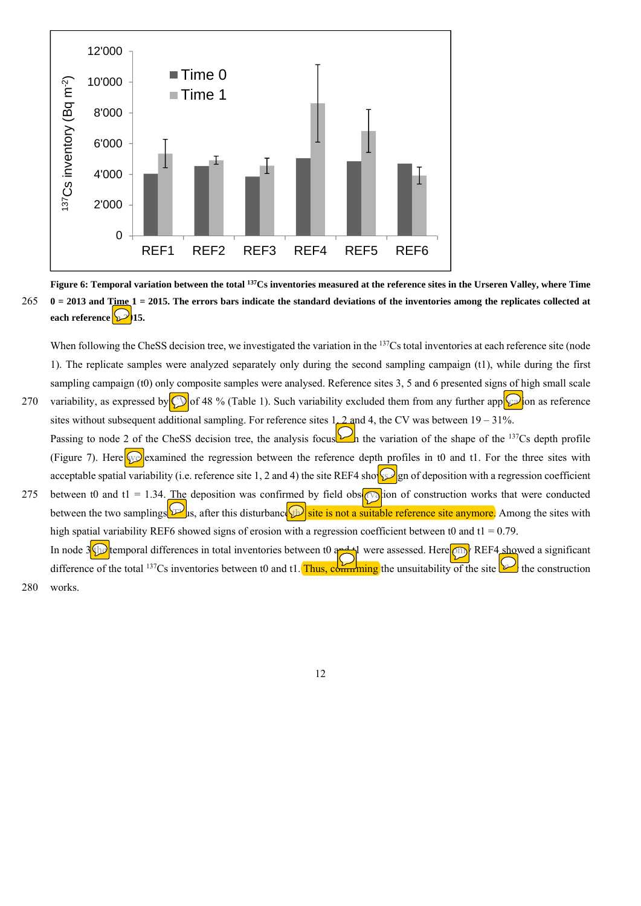Figure 6: Temporal variation between the total $^{137}$Cs inventories measured at the reference sites in the Urseren Valley, where Time 0 = 2013 and Time 1 = 2015. The errors bars indicate the standard deviations of the inventories among the replicates collected at each reference site in 2015.

When following the CheSS decision tree, we investigated the variation in the $^{137}$Cs total inventories at each reference site (node 1). The replicate samples were analyzed separately only during the second sampling campaign (t1), while during the first sampling campaign (t0) only composite samples were analysed. Reference sites 3, 5 and 6 presented signs of high small scale variability, as expressed by CV of 48 % (Table 1). Such variability excluded them from any further application as reference sites without subsequent additional sampling. For reference sites 1, 2 and 4, the CV was between 19 – 31%.

Passing to node 2 of the CheSS decision tree, the analysis focused on the variation of the shape of the $^{137}$Cs depth profile (Figure 7). Here we examined the regression between the reference depth profiles in t0 and t1. For the three sites with acceptable spatial variability (i.e. reference site 1, 2 and 4) the site REF4 showed sign of deposition with a regression coefficient between t0 and t1 = 1.34. The deposition was confirmed by field observation of construction works that were conducted between the two samplings. Thus, after this disturbance this site is not a suitable reference site anymore. Among the sites with high spatial variability REF6 showed signs of erosion with a regression coefficient between t0 and t1 = 0.79.

In node 3 the temporal differences in total inventories between t0 and t1 were assessed. Here only REF4 showed a significant difference of the total $^{137}$Cs inventories between t0 and t1. Thus, confirming the unsuitability of the site due to the construction works.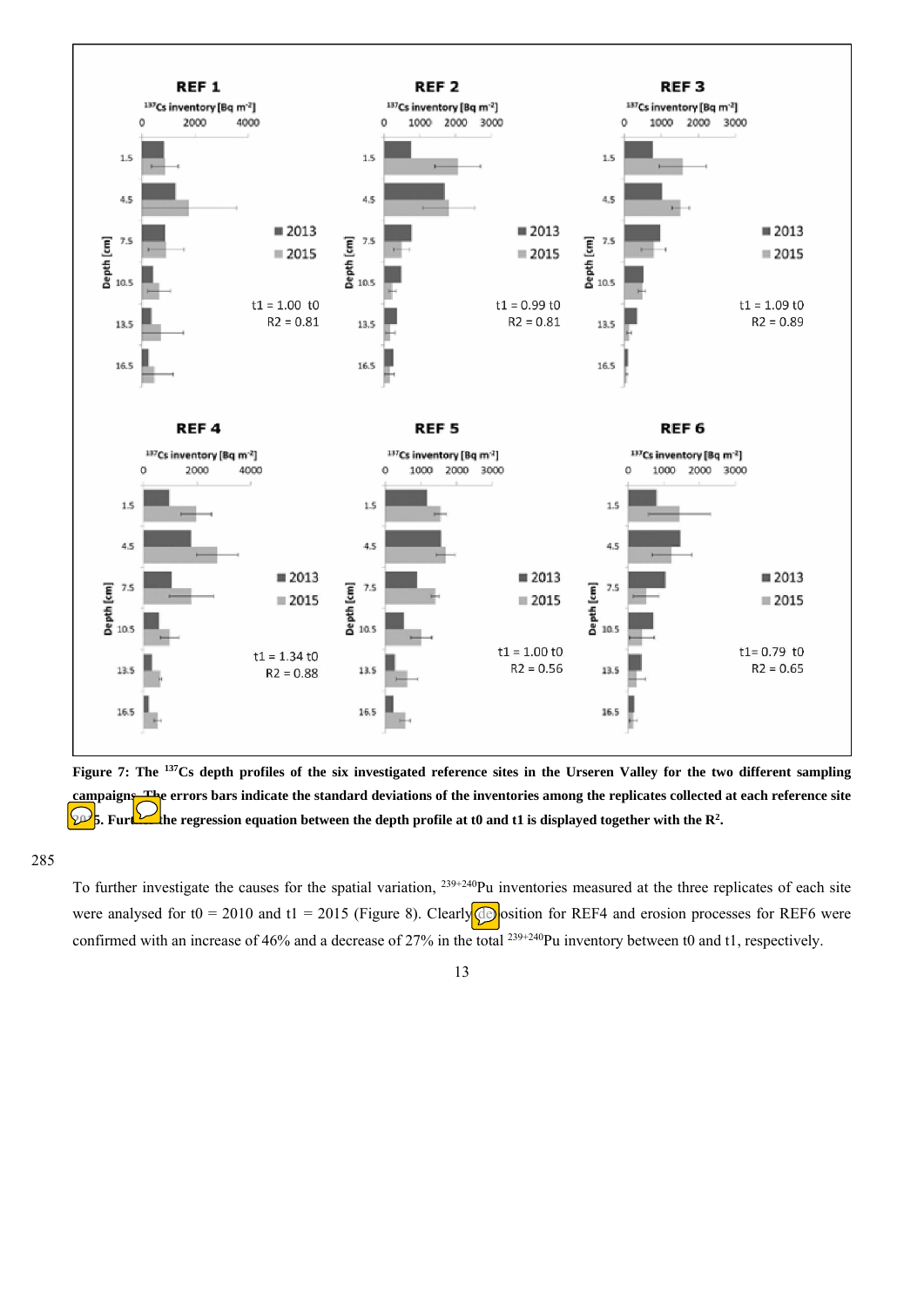**Figure 7: The $^{137}$Cs depth profiles of the six investigated reference sites in the Urseren Valley for the two different sampling campaigns. The errors bars indicate the standard deviations of the inventories among the replicates collected at each reference site 2015. Further the regression equation between the depth profile at t0 and t1 is displayed together with the $R^2$.**

285

To further investigate the causes for the spatial variation, $^{239+240}$Pu inventories measured at the three replicates of each site were analysed for t0 = 2010 and t1 = 2015 (Figure 8). Clearly deposition for REF4 and erosion processes for REF6 were confirmed with an increase of 46% and a decrease of 27% in the total $^{239+240}$Pu inventory between t0 and t1, respectively.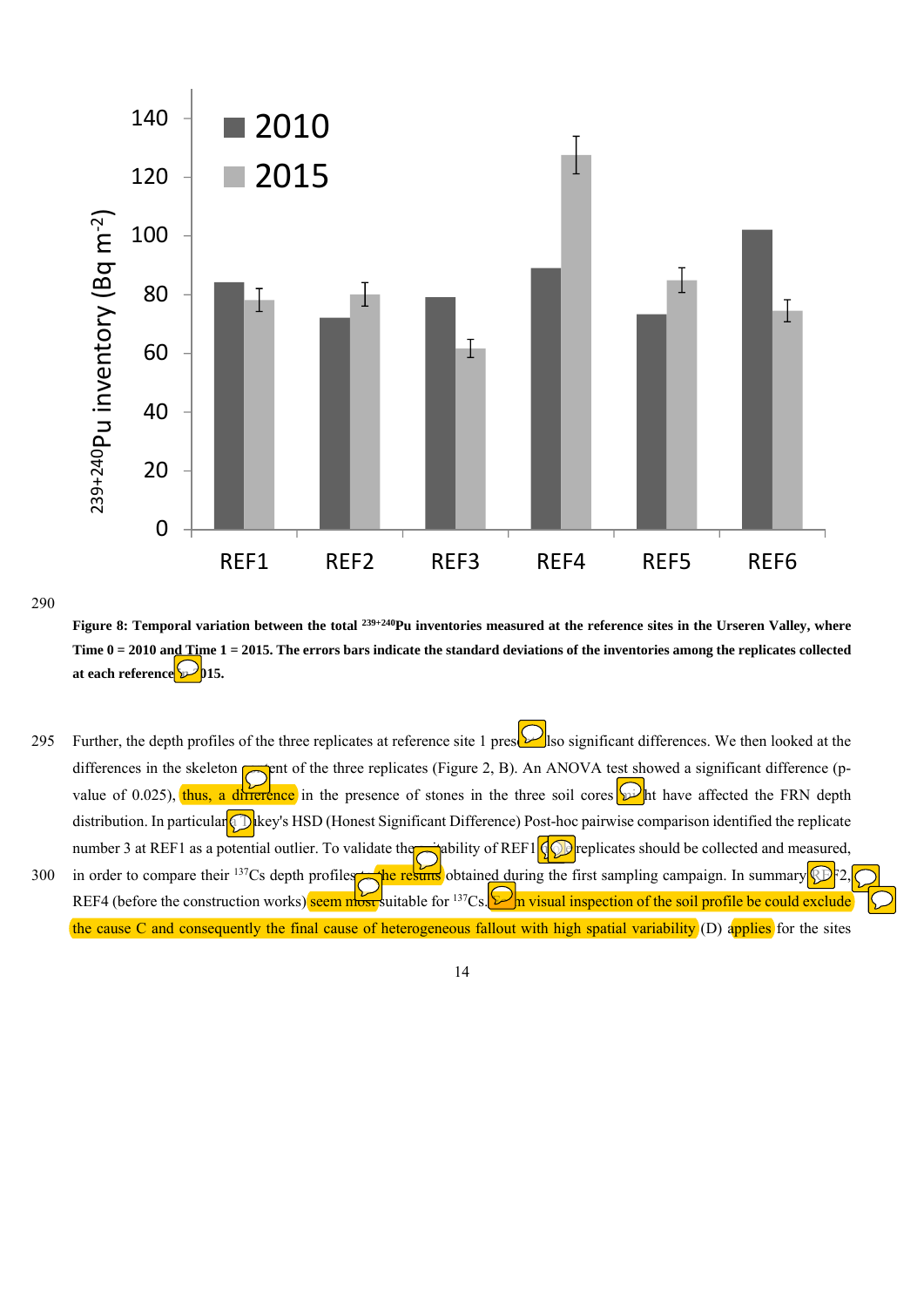**Figure 8: Temporal variation between the total $^{239+240}$Pu inventories measured at the reference sites in the Urseren Valley, where Time 0 = 2010 and Time 1 = 2015. The errors bars indicate the standard deviations of the inventories among the replicates collected at each reference site in 2015.**

Further, the depth profiles of the three replicates at reference site 1 presented also significant differences. We then looked at the differences in the skeleton content of the three replicates (Figure 2, B). An ANOVA test showed a significant difference (p-value of 0.025), thus, a difference in the presence of stones in the three soil cores might have affected the FRN depth distribution. In particular a Tukey's HSD (Honest Significant Difference) Post-hoc pairwise comparison identified the replicate number 3 at REF1 as a potential outlier. To validate the suitability of REF1, more replicates should be collected and measured, in order to compare their $^{137}$Cs depth profiles with the results obtained during the first sampling campaign. In summary, REF2, REF4 (before the construction works) seem most suitable for $^{137}$Cs. From visual inspection of the soil profile be could exclude the cause C and consequently the final cause of heterogeneous fallout with high spatial variability (D) applies for the sites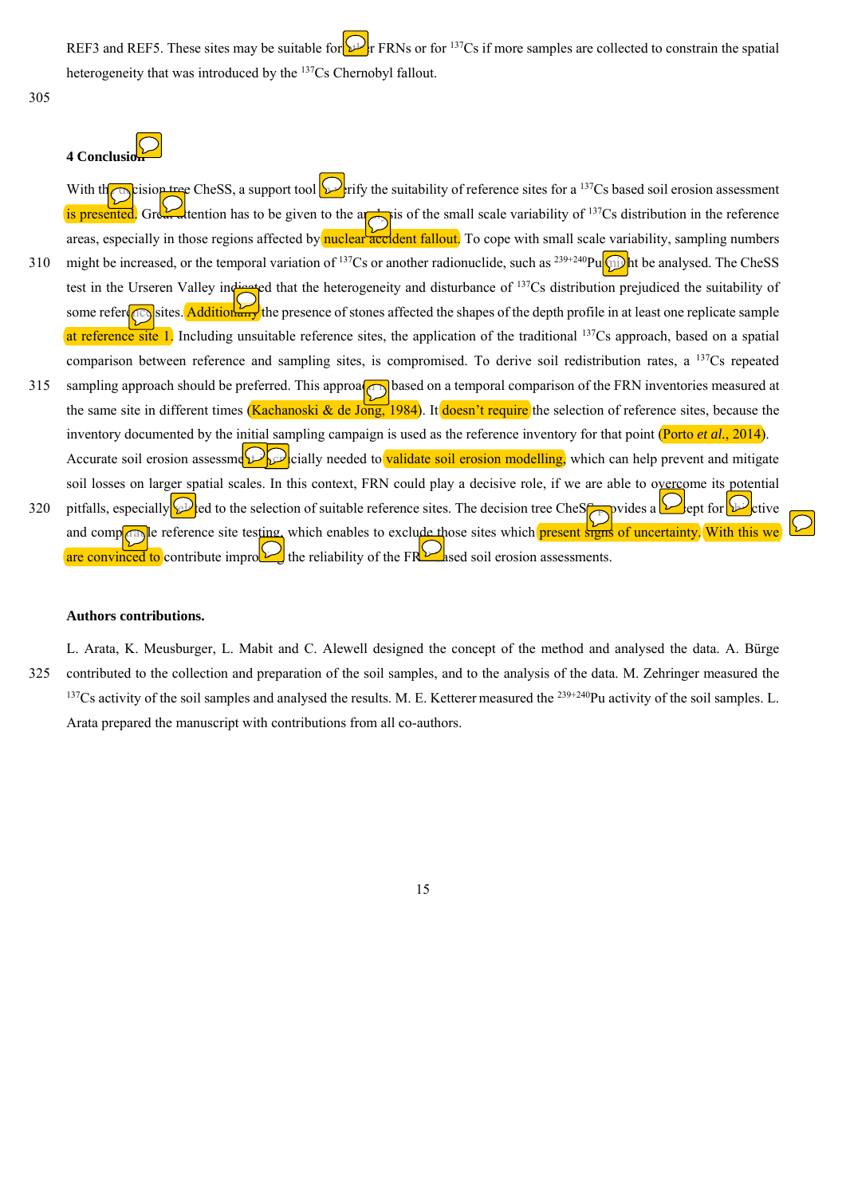REF3 and REF5. These sites may be suitable for other FRNs or for $^{137}$Cs if more samples are collected to constrain the spatial heterogeneity that was introduced by the $^{137}$Cs Chernobyl fallout.

## 4 Conclusion

With the decision tree ChesS, a support tool to verify the suitability of reference sites for a $^{137}$Cs based soil erosion assessment is presented. Great attention has to be given to the analysis of the small scale variability of $^{137}$Cs distribution in the reference areas, especially in those regions affected by nuclear accident fallout. To cope with small scale variability, sampling numbers might be increased, or the temporal variation of $^{137}$Cs or another radionuclide, such as $^{239+240}$Pu might be analysed. The CheSS test in the Urseren Valley indicated that the heterogeneity and disturbance of $^{137}$Cs distribution prejudiced the suitability of some reference sites. Additionally the presence of stones affected the shapes of the depth profile in at least one replicate sample at reference site 1. Including unsuitable reference sites, the application of the traditional $^{137}$Cs approach, based on a spatial comparison between reference and sampling sites, is compromised. To derive soil redistribution rates, a $^{137}$Cs repeated sampling approach should be preferred. This approach is based on a temporal comparison of the FRN inventories measured at the same site in different times (Kachanoski & de Jong, 1984). It doesn't require the selection of reference sites, because the inventory documented by the initial sampling campaign is used as the reference inventory for that point (Porto *et al.*, 2014). Accurate soil erosion assessments are crucially needed to validate soil erosion modelling, which can help prevent and mitigate soil losses on larger spatial scales. In this context, FRN could play a decisive role, if we are able to overcome its potential pitfalls, especially related to the selection of suitable reference sites. The decision tree CheSS provides a concept for objective and comparable reference site testing, which enables to exclude those sites which present signs of uncertainty. With this we are convinced to contribute improving the reliability of the FRN based soil erosion assessments.

### Authors contributions.

L. Arata, K. Meusburger, L. Mabit and C. Alewell designed the concept of the method and analysed the data. A. Bürge contributed to the collection and preparation of the soil samples, and to the analysis of the data. M. Zehringer measured the $^{137}$Cs activity of the soil samples and analysed the results. M. E. Ketterer measured the $^{239+240}$Pu activity of the soil samples. L. Arata prepared the manuscript with contributions from all co-authors.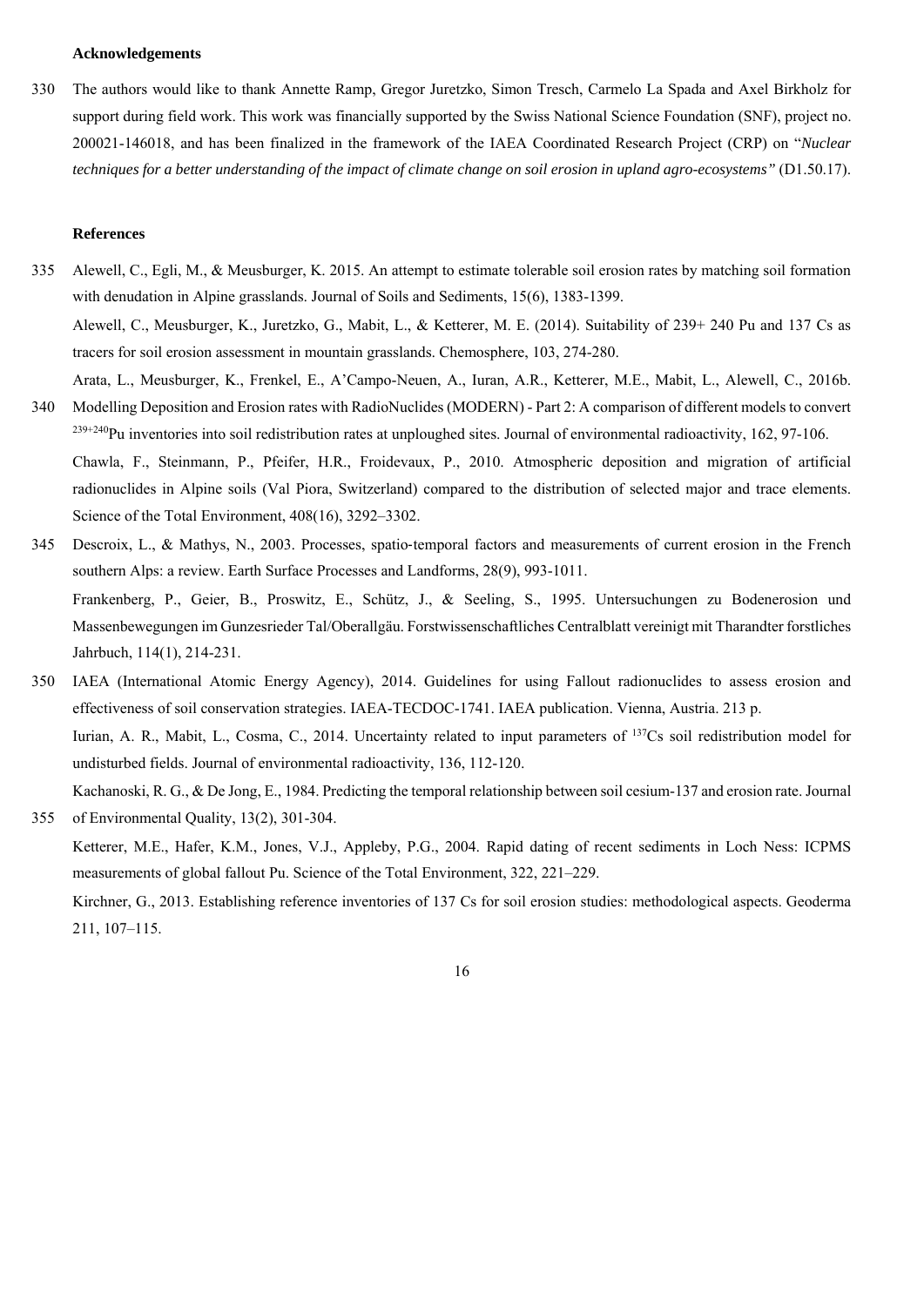### Acknowledgements

The authors would like to thank Annette Ramp, Gregor Juretzko, Simon Tresch, Carmelo La Spada and Axel Birkholz for support during field work. This work was financially supported by the Swiss National Science Foundation (SNF), project no. 200021-146018, and has been finalized in the framework of the IAEA Coordinated Research Project (CRP) on "*Nuclear techniques for a better understanding of the impact of climate change on soil erosion in upland agro-ecosystems"* (D1.50.17).

### References

Alewell, C., Egli, M., & Meusburger, K. 2015. An attempt to estimate tolerable soil erosion rates by matching soil formation with denudation in Alpine grasslands. Journal of Soils and Sediments, 15(6), 1383-1399.

Alewell, C., Meusburger, K., Juretzko, G., Mabit, L., & Ketterer, M. E. (2014). Suitability of 239+ 240 Pu and 137 Cs as tracers for soil erosion assessment in mountain grasslands. Chemosphere, 103, 274-280.

Arata, L., Meusburger, K., Frenkel, E., A'Campo-Neuen, A., Iuran, A.R., Ketterer, M.E., Mabit, L., Alewell, C., 2016b. Modelling Deposition and Erosion rates with RadioNuclides (MODERN) - Part 2: A comparison of different models to convert $^{239+240}$Pu inventories into soil redistribution rates at unploughed sites. Journal of environmental radioactivity, 162, 97-106.

Chawla, F., Steinmann, P., Pfeifer, H.R., Froidevaux, P., 2010. Atmospheric deposition and migration of artificial radionuclides in Alpine soils (Val Piora, Switzerland) compared to the distribution of selected major and trace elements. Science of the Total Environment, 408(16), 3292–3302.

Descroix, L., & Mathys, N., 2003. Processes, spatio-temporal factors and measurements of current erosion in the French southern Alps: a review. Earth Surface Processes and Landforms, 28(9), 993-1011.

Frankenberg, P., Geier, B., Proswitz, E., Schütz, J., & Seeling, S., 1995. Untersuchungen zu Bodenerosion und Massenbewegungen im Gunzesrieder Tal/Oberallgäu. Forstwissenschaftliches Centralblatt vereinigt mit Tharandter forstliches Jahrbuch, 114(1), 214-231.

IAEA (International Atomic Energy Agency), 2014. Guidelines for using Fallout radionuclides to assess erosion and effectiveness of soil conservation strategies. IAEA-TECDOC-1741. IAEA publication. Vienna, Austria. 213 p.

Iurian, A. R., Mabit, L., Cosma, C., 2014. Uncertainty related to input parameters of $^{137}$Cs soil redistribution model for undisturbed fields. Journal of environmental radioactivity, 136, 112-120.

Kachanoski, R. G., & De Jong, E., 1984. Predicting the temporal relationship between soil cesium-137 and erosion rate. Journal of Environmental Quality, 13(2), 301-304.

Ketterer, M.E., Hafer, K.M., Jones, V.J., Appleby, P.G., 2004. Rapid dating of recent sediments in Loch Ness: ICPMS measurements of global fallout Pu. Science of the Total Environment, 322, 221–229.

Kirchner, G., 2013. Establishing reference inventories of 137 Cs for soil erosion studies: methodological aspects. Geoderma 211, 107–115.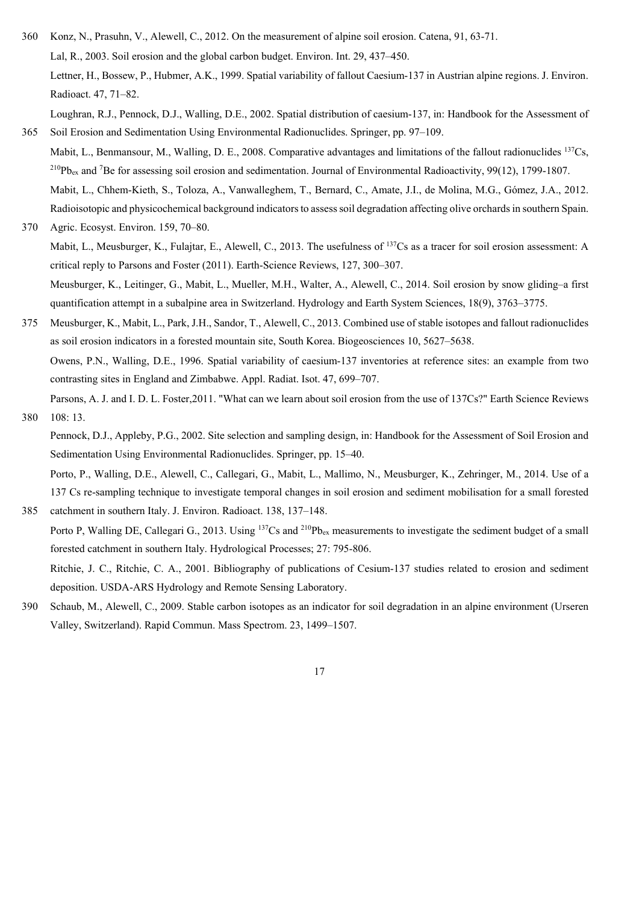Konz, N., Prasuhn, V., Alewell, C., 2012. On the measurement of alpine soil erosion. Catena, 91, 63-71.

Lal, R., 2003. Soil erosion and the global carbon budget. Environ. Int. 29, 437–450.

Lettner, H., Bossew, P., Hubmer, A.K., 1999. Spatial variability of fallout Caesium-137 in Austrian alpine regions. J. Environ. Radioact. 47, 71–82.

Loughran, R.J., Pennock, D.J., Walling, D.E., 2002. Spatial distribution of caesium-137, in: Handbook for the Assessment of Soil Erosion and Sedimentation Using Environmental Radionuclides. Springer, pp. 97–109.

Mabit, L., Benmansour, M., Walling, D. E., 2008. Comparative advantages and limitations of the fallout radionuclides $^{137}Cs$, $^{210}Pb_{ex}$ and $^{7}Be$ for assessing soil erosion and sedimentation. Journal of Environmental Radioactivity, 99(12), 1799-1807.

Mabit, L., Chhem-Kieth, S., Toloza, A., Vanwalleghem, T., Bernard, C., Amate, J.I., de Molina, M.G., Gómez, J.A., 2012. Radioisotopic and physicochemical background indicators to assess soil degradation affecting olive orchards in southern Spain. Agric. Ecosyst. Environ. 159, 70–80.

Mabit, L., Meusburger, K., Fulajtar, E., Alewell, C., 2013. The usefulness of $^{137}Cs$ as a tracer for soil erosion assessment: A critical reply to Parsons and Foster (2011). Earth-Science Reviews, 127, 300–307.

Meusburger, K., Leitinger, G., Mabit, L., Mueller, M.H., Walter, A., Alewell, C., 2014. Soil erosion by snow gliding–a first quantification attempt in a subalpine area in Switzerland. Hydrology and Earth System Sciences, 18(9), 3763–3775.

Meusburger, K., Mabit, L., Park, J.H., Sandor, T., Alewell, C., 2013. Combined use of stable isotopes and fallout radionuclides as soil erosion indicators in a forested mountain site, South Korea. Biogeosciences 10, 5627–5638.

Owens, P.N., Walling, D.E., 1996. Spatial variability of caesium-137 inventories at reference sites: an example from two contrasting sites in England and Zimbabwe. Appl. Radiat. Isot. 47, 699–707.

Parsons, A. J. and I. D. L. Foster,2011. "What can we learn about soil erosion from the use of 137Cs?" Earth Science Reviews 108: 13.

Pennock, D.J., Appleby, P.G., 2002. Site selection and sampling design, in: Handbook for the Assessment of Soil Erosion and Sedimentation Using Environmental Radionuclides. Springer, pp. 15–40.

Porto, P., Walling, D.E., Alewell, C., Callegari, G., Mabit, L., Mallimo, N., Meusburger, K., Zehringer, M., 2014. Use of a 137 Cs re-sampling technique to investigate temporal changes in soil erosion and sediment mobilisation for a small forested catchment in southern Italy. J. Environ. Radioact. 138, 137–148.

Porto P, Walling DE, Callegari G., 2013. Using $^{137}Cs$ and $^{210}Pb_{ex}$ measurements to investigate the sediment budget of a small forested catchment in southern Italy. Hydrological Processes; 27: 795-806.

Ritchie, J. C., Ritchie, C. A., 2001. Bibliography of publications of Cesium-137 studies related to erosion and sediment deposition. USDA-ARS Hydrology and Remote Sensing Laboratory.

Schaub, M., Alewell, C., 2009. Stable carbon isotopes as an indicator for soil degradation in an alpine environment (Urseren Valley, Switzerland). Rapid Commun. Mass Spectrom. 23, 1499–1507.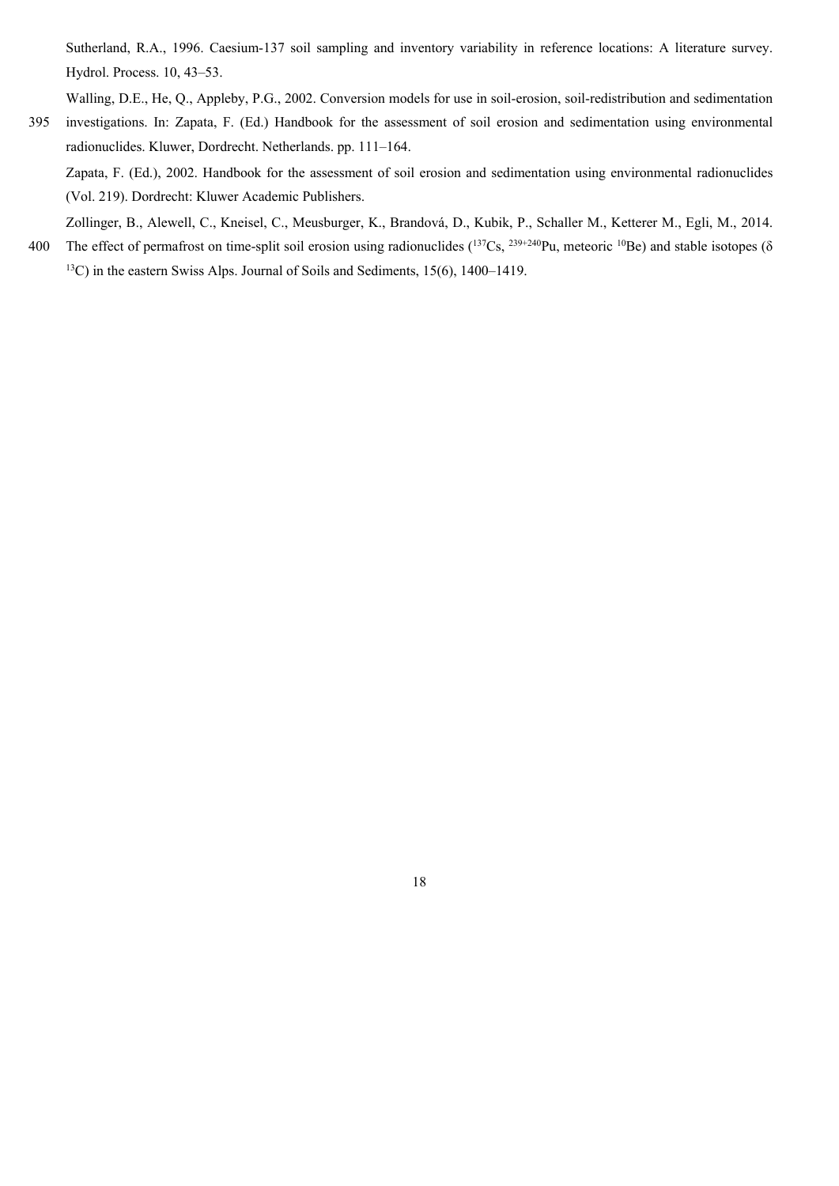Sutherland, R.A., 1996. Caesium-137 soil sampling and inventory variability in reference locations: A literature survey. Hydrol. Process. 10, 43–53.

Walling, D.E., He, Q., Appleby, P.G., 2002. Conversion models for use in soil-erosion, soil-redistribution and sedimentation investigations. In: Zapata, F. (Ed.) Handbook for the assessment of soil erosion and sedimentation using environmental radionuclides. Kluwer, Dordrecht. Netherlands. pp. 111–164.

Zapata, F. (Ed.), 2002. Handbook for the assessment of soil erosion and sedimentation using environmental radionuclides (Vol. 219). Dordrecht: Kluwer Academic Publishers.

Zollinger, B., Alewell, C., Kneisel, C., Meusburger, K., Brandová, D., Kubik, P., Schaller M., Ketterer M., Egli, M., 2014. The effect of permafrost on time-split soil erosion using radionuclides ($^{137}Cs$, $^{239+240}Pu$, meteoric $^{10}Be$) and stable isotopes ($\delta^{13}C$) in the eastern Swiss Alps. Journal of Soils and Sediments, 15(6), 1400–1419.